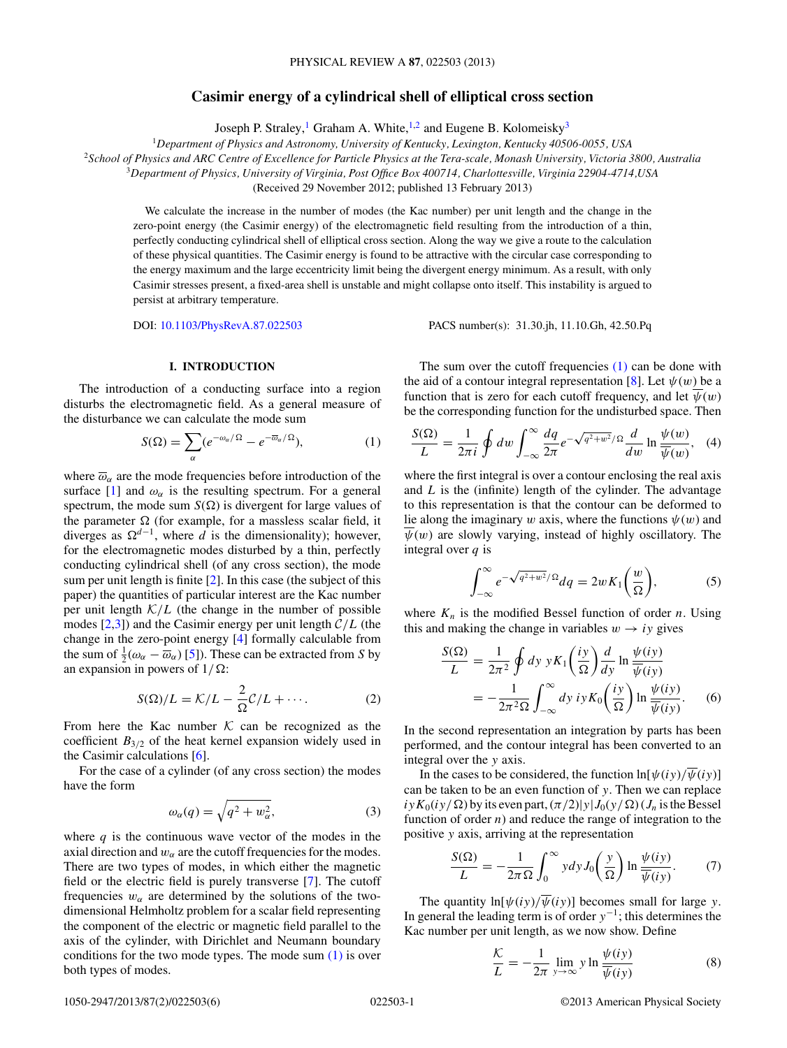# Casimir energy of a cylindrical shell of elliptical cross section

Joseph P. Straley,[1] Graham A. White,[1,2] and Eugene B. Kolomeisky[3]

[1]*Department of Physics and Astronomy, University of Kentucky, Lexington, Kentucky 40506-0055, USA*

[2]*School of Physics and ARC Centre of Excellence for Particle Physics at the Tera-scale, Monash University, Victoria 3800, Australia*

[3]*Department of Physics, University of Virginia, Post Office Box 400714, Charlottesville, Virginia 22904-4714, USA*

(Received 29 November 2012; published 13 February 2013)

We calculate the increase in the number of modes (the Kac number) per unit length and the change in the zero-point energy (the Casimir energy) of the electromagnetic field resulting from the introduction of a thin, perfectly conducting cylindrical shell of elliptical cross section. Along the way we give a route to the calculation of these physical quantities. The Casimir energy is found to be attractive with the circular case corresponding to the energy maximum and the large eccentricity limit being the divergent energy minimum. As a result, with only Casimir stresses present, a fixed-area shell is unstable and might collapse onto itself. This instability is argued to persist at arbitrary temperature.

DOI: 10.1103/PhysRevA.87.022503 PACS number(s): 31.30.jh, 11.10.Gh, 42.50.Pq

## I. INTRODUCTION

The introduction of a conducting surface into a region disturbs the electromagnetic field. As a general measure of the disturbance we can calculate the mode sum

$$S(\Omega) = \sum_\alpha (e^{-\omega_\alpha/\Omega} - e^{-\overline{\omega}_\alpha/\Omega}), \tag{1}$$

where $\overline{\omega}_\alpha$ are the mode frequencies before introduction of the surface [1] and $\omega_\alpha$ is the resulting spectrum. For a general spectrum, the mode sum $S(\Omega)$ is divergent for large values of the parameter $\Omega$ (for example, for a massless scalar field, it diverges as $\Omega^{d-1}$, where $d$ is the dimensionality); however, for the electromagnetic modes disturbed by a thin, perfectly conducting cylindrical shell (of any cross section), the mode sum per unit length is finite [2]. In this case (the subject of this paper) the quantities of particular interest are the Kac number per unit length $\mathcal{K}/L$ (the change in the number of possible modes [2,3]) and the Casimir energy per unit length $\mathcal{C}/L$ (the change in the zero-point energy [4] formally calculable from the sum of $\frac{1}{2}(\omega_\alpha - \overline{\omega}_\alpha)$ [5]). These can be extracted from $S$ by an expansion in powers of $1/\Omega$:

$$S(\Omega)/L = \mathcal{K}/L - \frac{2}{\Omega}\mathcal{C}/L + \cdots. \tag{2}$$

From here the Kac number $\mathcal{K}$ can be recognized as the coefficient $B_{3/2}$ of the heat kernel expansion widely used in the Casimir calculations [6].

For the case of a cylinder (of any cross section) the modes have the form

$$\omega_\alpha(q) = \sqrt{q^2 + w_\alpha^2}, \tag{3}$$

where $q$ is the continuous wave vector of the modes in the axial direction and $w_\alpha$ are the cutoff frequencies for the modes. There are two types of modes, in which either the magnetic field or the electric field is purely transverse [7]. The cutoff frequencies $w_\alpha$ are determined by the solutions of the two-dimensional Helmholtz problem for a scalar field representing the component of the electric or magnetic field parallel to the axis of the cylinder, with Dirichlet and Neumann boundary conditions for the two mode types. The mode sum (1) is over both types of modes.

The sum over the cutoff frequencies (1) can be done with the aid of a contour integral representation [8]. Let $\psi(w)$ be a function that is zero for each cutoff frequency, and let $\overline{\psi}(w)$ be the corresponding function for the undisturbed space. Then

$$\frac{S(\Omega)}{L} = \frac{1}{2\pi i}\oint dw \int_{-\infty}^{\infty} \frac{dq}{2\pi} e^{-\sqrt{q^2+w^2}/\Omega} \frac{d}{dw} \ln \frac{\psi(w)}{\overline{\psi}(w)}, \tag{4}$$

where the first integral is over a contour enclosing the real axis and $L$ is the (infinite) length of the cylinder. The advantage to this representation is that the contour can be deformed to lie along the imaginary $w$ axis, where the functions $\psi(w)$ and $\overline{\psi}(w)$ are slowly varying, instead of highly oscillatory. The integral over $q$ is

$$\int_{-\infty}^{\infty} e^{-\sqrt{q^2+w^2}/\Omega} dq = 2wK_1\left(\frac{w}{\Omega}\right), \tag{5}$$

where $K_n$ is the modified Bessel function of order $n$. Using this and making the change in variables $w \to iy$ gives

$$\begin{aligned}
\frac{S(\Omega)}{L} &= \frac{1}{2\pi^2}\oint dy\; yK_1\left(\frac{iy}{\Omega}\right)\frac{d}{dy}\ln\frac{\psi(iy)}{\overline{\psi}(iy)} \\
&= -\frac{1}{2\pi^2\Omega}\int_{-\infty}^{\infty} dy\; iyK_0\left(\frac{iy}{\Omega}\right)\ln\frac{\psi(iy)}{\overline{\psi}(iy)}.
\end{aligned} \tag{6}$$

In the second representation an integration by parts has been performed, and the contour integral has been converted to an integral over the $y$ axis.

In the cases to be considered, the function $\ln[\psi(iy)/\overline{\psi}(iy)]$ can be taken to be an even function of $y$. Then we can replace $iyK_0(iy/\Omega)$ by its even part, $(\pi/2)|y|J_0(y/\Omega)$ ($J_n$ is the Bessel function of order $n$) and reduce the range of integration to the positive $y$ axis, arriving at the representation

$$\frac{S(\Omega)}{L} = -\frac{1}{2\pi\Omega}\int_0^{\infty} y dy\, J_0\left(\frac{y}{\Omega}\right)\ln\frac{\psi(iy)}{\overline{\psi}(iy)}. \tag{7}$$

The quantity $\ln[\psi(iy)/\overline{\psi}(iy)]$ becomes small for large $y$. In general the leading term is of order $y^{-1}$; this determines the Kac number per unit length, as we now show. Define

$$\frac{\mathcal{K}}{L} = -\frac{1}{2\pi}\lim_{y\to\infty} y \ln\frac{\psi(iy)}{\overline{\psi}(iy)} \tag{8}$$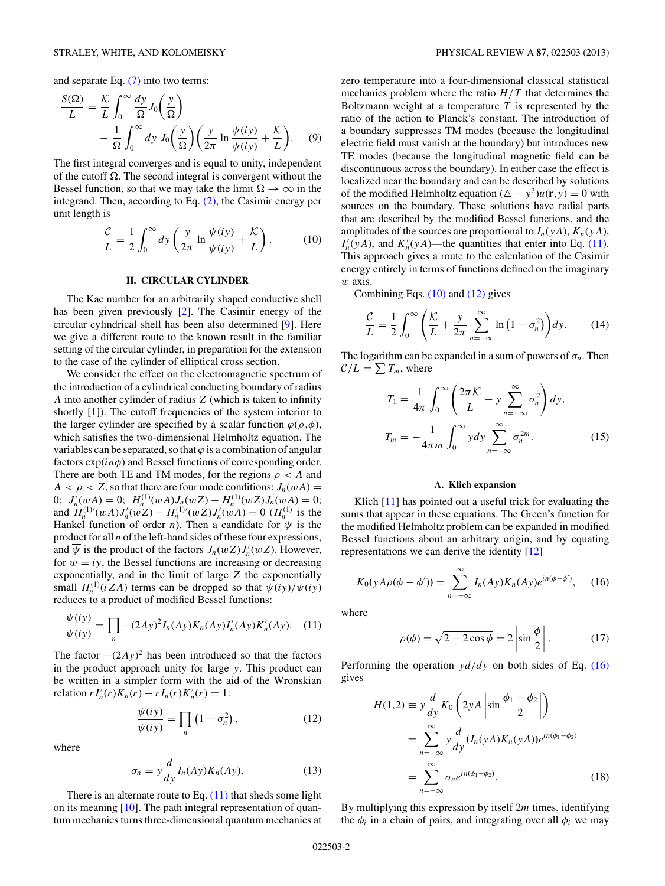and separate Eq. (7) into two terms:

$$\frac{S(\Omega)}{L} = \frac{\mathcal{K}}{L}\int_0^\infty \frac{dy}{\Omega} J_0\left(\frac{y}{\Omega}\right) - \frac{1}{\Omega}\int_0^\infty dy\, J_0\left(\frac{y}{\Omega}\right)\left(\frac{y}{2\pi}\ln\frac{\psi(iy)}{\overline{\psi}(iy)} + \frac{\mathcal{K}}{L}\right). \quad (9)$$

The first integral converges and is equal to unity, independent of the cutoff $\Omega$. The second integral is convergent without the Bessel function, so that we may take the limit $\Omega \to \infty$ in the integrand. Then, according to Eq. (2), the Casimir energy per unit length is

$$\frac{\mathcal{C}}{L} = \frac{1}{2}\int_0^\infty dy\left(\frac{y}{2\pi}\ln\frac{\psi(iy)}{\overline{\psi}(iy)} + \frac{\mathcal{K}}{L}\right). \quad (10)$$

## II. CIRCULAR CYLINDER

The Kac number for an arbitrarily shaped conductive shell has been given previously [2]. The Casimir energy of the circular cylindrical shell has been also determined [9]. Here we give a different route to the known result in the familiar setting of the circular cylinder, in preparation for the extension to the case of the cylinder of elliptical cross section.

We consider the effect on the electromagnetic spectrum of the introduction of a cylindrical conducting boundary of radius $A$ into another cylinder of radius $Z$ (which is taken to infinity shortly [1]). The cutoff frequencies of the system interior to the larger cylinder are specified by a scalar function $\varphi(\rho,\phi)$, which satisfies the two-dimensional Helmholtz equation. The variables can be separated, so that $\varphi$ is a combination of angular factors $\exp(in\phi)$ and Bessel functions of corresponding order. There are both TE and TM modes, for the regions $\rho < A$ and $A < \rho < Z$, so that there are four mode conditions: $J_n(wA) = 0$; $J_n'(wA) = 0$; $H_n^{(1)}(wA)J_n(wZ) - H_n^{(1)}(wZ)J_n(wA) = 0$; and $H_n^{(1)\prime}(wA)J_n'(wZ) - H_n^{(1)\prime}(wZ)J_n'(wA) = 0$ ($H_n^{(1)}$ is the Hankel function of order $n$). Then a candidate for $\psi$ is the product for all $n$ of the left-hand sides of these four expressions, and $\overline{\psi}$ is the product of the factors $J_n(wZ)J_n'(wZ)$. However, for $w = iy$, the Bessel functions are increasing or decreasing exponentially, and in the limit of large $Z$ the exponentially small $H_n^{(1)}(iZA)$ terms can be dropped so that $\psi(iy)/\overline{\psi}(iy)$ reduces to a product of modified Bessel functions:

$$\frac{\psi(iy)}{\overline{\psi}(iy)} = \prod_n -(2Ay)^2 I_n(Ay)K_n(Ay)I_n'(Ay)K_n'(Ay). \quad (11)$$

The factor $-(2Ay)^2$ has been introduced so that the factors in the product approach unity for large $y$. This product can be written in a simpler form with the aid of the Wronskian relation $rI_n'(r)K_n(r) - rI_n(r)K_n'(r) = 1$:

$$\frac{\psi(iy)}{\overline{\psi}(iy)} = \prod_n \left(1 - \sigma_n^2\right), \quad (12)$$

where

$$\sigma_n = y\frac{d}{dy}I_n(Ay)K_n(Ay). \quad (13)$$

There is an alternate route to Eq. (11) that sheds some light on its meaning [10]. The path integral representation of quantum mechanics turns three-dimensional quantum mechanics at zero temperature into a four-dimensional classical statistical mechanics problem where the ratio $H/T$ that determines the Boltzmann weight at a temperature $T$ is represented by the ratio of the action to Planck's constant. The introduction of a boundary suppresses TM modes (because the longitudinal electric field must vanish at the boundary) but introduces new TE modes (because the longitudinal magnetic field can be discontinuous across the boundary). In either case the effect is localized near the boundary and can be described by solutions of the modified Helmholtz equation $(\triangle - y^2)u(\mathbf{r},y) = 0$ with sources on the boundary. These solutions have radial parts that are described by the modified Bessel functions, and the amplitudes of the sources are proportional to $I_n(yA)$, $K_n(yA)$, $I_n'(yA)$, and $K_n'(yA)$—the quantities that enter into Eq. (11). This approach gives a route to the calculation of the Casimir energy entirely in terms of functions defined on the imaginary $w$ axis.

Combining Eqs. (10) and (12) gives

$$\frac{\mathcal{C}}{L} = \frac{1}{2}\int_0^\infty \left(\frac{\mathcal{K}}{L} + \frac{y}{2\pi}\sum_{n=-\infty}^{\infty}\ln\left(1-\sigma_n^2\right)\right)dy. \quad (14)$$

The logarithm can be expanded in a sum of powers of $\sigma_n$. Then $\mathcal{C}/L = \sum T_m$, where

$$T_1 = \frac{1}{4\pi}\int_0^\infty \left(\frac{2\pi\mathcal{K}}{L} - y\sum_{n=-\infty}^{\infty}\sigma_n^2\right)dy,$$

$$T_m = -\frac{1}{4\pi m}\int_0^\infty y\,dy\sum_{n=-\infty}^{\infty}\sigma_n^{2m}. \quad (15)$$

### A. Klich expansion

Klich [11] has pointed out a useful trick for evaluating the sums that appear in these equations. The Green's function for the modified Helmholtz problem can be expanded in modified Bessel functions about an arbitrary origin, and by equating representations we can derive the identity [12]

$$K_0(yA\rho(\phi-\phi')) = \sum_{n=-\infty}^{\infty} I_n(Ay)K_n(Ay)e^{in(\phi-\phi')}, \quad (16)$$

where

$$\rho(\phi) = \sqrt{2-2\cos\phi} = 2\left|\sin\frac{\phi}{2}\right|. \quad (17)$$

Performing the operation $y\,d/dy$ on both sides of Eq. (16) gives

$$\begin{aligned} H(1,2) &\equiv y\frac{d}{dy}K_0\left(2yA\left|\sin\frac{\phi_1-\phi_2}{2}\right|\right) \\ &= \sum_{n=-\infty}^{\infty} y\frac{d}{dy}(I_n(yA)K_n(yA))e^{in(\phi_1-\phi_2)} \\ &= \sum_{n=-\infty}^{\infty}\sigma_n e^{in(\phi_1-\phi_2)}. \end{aligned} \quad (18)$$

By multiplying this expression by itself $2m$ times, identifying the $\phi_i$ in a chain of pairs, and integrating over all $\phi_i$ we may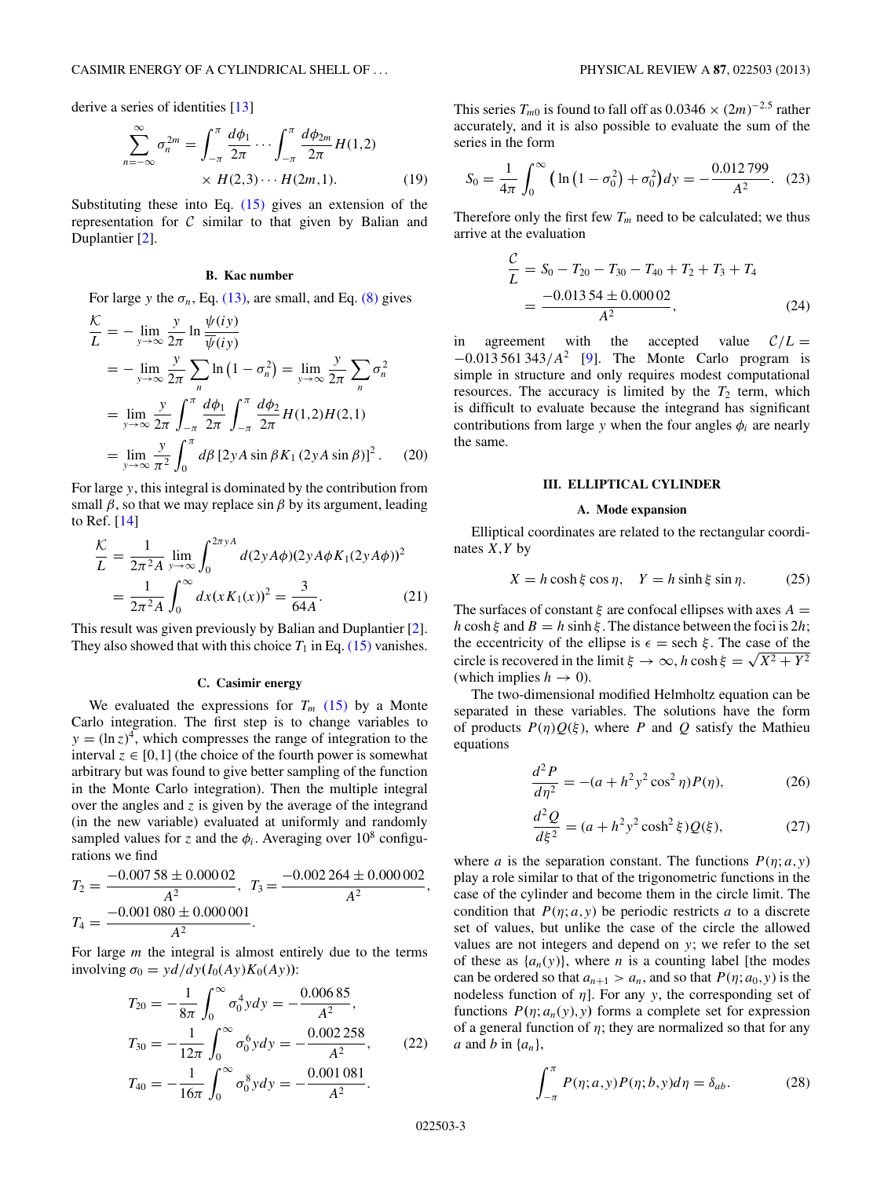derive a series of identities [13]

$$\sum_{n=-\infty}^{\infty} \sigma_n^{2m} = \int_{-\pi}^{\pi} \frac{d\phi_1}{2\pi} \cdots \int_{-\pi}^{\pi} \frac{d\phi_{2m}}{2\pi} H(1,2) \times H(2,3) \cdots H(2m,1). \tag{19}$$

Substituting these into Eq. (15) gives an extension of the representation for $\mathcal{C}$ similar to that given by Balian and Duplantier [2].

### B. Kac number

For large $y$ the $\sigma_n$, Eq. (13), are small, and Eq. (8) gives

$$\begin{aligned}
\frac{\mathcal{K}}{L} &= -\lim_{y\to\infty} \frac{y}{2\pi} \ln \frac{\psi(iy)}{\overline{\psi}(iy)} \\
&= -\lim_{y\to\infty} \frac{y}{2\pi} \sum_n \ln\left(1-\sigma_n^2\right) = \lim_{y\to\infty} \frac{y}{2\pi} \sum_n \sigma_n^2 \\
&= \lim_{y\to\infty} \frac{y}{2\pi} \int_{-\pi}^{\pi} \frac{d\phi_1}{2\pi} \int_{-\pi}^{\pi} \frac{d\phi_2}{2\pi} H(1,2)H(2,1) \\
&= \lim_{y\to\infty} \frac{y}{\pi^2} \int_0^{\pi} d\beta \, [2yA \sin\beta K_1(2yA\sin\beta)]^2 .
\end{aligned} \tag{20}$$

For large $y$, this integral is dominated by the contribution from small $\beta$, so that we may replace $\sin\beta$ by its argument, leading to Ref. [14]

$$\begin{aligned}
\frac{\mathcal{K}}{L} &= \frac{1}{2\pi^2 A} \lim_{y\to\infty} \int_0^{2\pi yA} d(2yA\phi)(2yA\phi K_1(2yA\phi))^2 \\
&= \frac{1}{2\pi^2 A} \int_0^{\infty} dx (xK_1(x))^2 = \frac{3}{64A}.
\end{aligned} \tag{21}$$

This result was given previously by Balian and Duplantier [2]. They also showed that with this choice $T_1$ in Eq. (15) vanishes.

### C. Casimir energy

We evaluated the expressions for $T_m$ (15) by a Monte Carlo integration. The first step is to change variables to $y = (\ln z)^4$, which compresses the range of integration to the interval $z \in [0,1]$ (the choice of the fourth power is somewhat arbitrary but was found to give better sampling of the function in the Monte Carlo integration). Then the multiple integral over the angles and $z$ is given by the average of the integrand (in the new variable) evaluated at uniformly and randomly sampled values for $z$ and the $\phi_i$. Averaging over $10^8$ configurations we find

$$T_2 = \frac{-0.007\,58 \pm 0.000\,02}{A^2}, \quad T_3 = \frac{-0.002\,264 \pm 0.000\,002}{A^2},$$
$$T_4 = \frac{-0.001\,080 \pm 0.000\,001}{A^2}.$$

For large $m$ the integral is almost entirely due to the terms involving $\sigma_0 = y d/dy (I_0(Ay)K_0(Ay))$:

$$\begin{aligned}
T_{20} &= -\frac{1}{8\pi} \int_0^{\infty} \sigma_0^4 y\, dy = -\frac{0.006\,85}{A^2}, \\
T_{30} &= -\frac{1}{12\pi} \int_0^{\infty} \sigma_0^6 y\, dy = -\frac{0.002\,258}{A^2}, \\
T_{40} &= -\frac{1}{16\pi} \int_0^{\infty} \sigma_0^8 y\, dy = -\frac{0.001\,081}{A^2}.
\end{aligned} \tag{22}$$

This series $T_{m0}$ is found to fall off as $0.0346 \times (2m)^{-2.5}$ rather accurately, and it is also possible to evaluate the sum of the series in the form

$$S_0 = \frac{1}{4\pi} \int_0^{\infty} \left( \ln\left(1-\sigma_0^2\right) + \sigma_0^2 \right) dy = -\frac{0.012\,799}{A^2}. \tag{23}$$

Therefore only the first few $T_m$ need to be calculated; we thus arrive at the evaluation

$$\begin{aligned}
\frac{\mathcal{C}}{L} &= S_0 - T_{20} - T_{30} - T_{40} + T_2 + T_3 + T_4 \\
&= \frac{-0.013\,54 \pm 0.000\,02}{A^2},
\end{aligned} \tag{24}$$

in agreement with the accepted value $\mathcal{C}/L = -0.013\,561\,343/A^2$ [9]. The Monte Carlo program is simple in structure and only requires modest computational resources. The accuracy is limited by the $T_2$ term, which is difficult to evaluate because the integrand has significant contributions from large $y$ when the four angles $\phi_i$ are nearly the same.

## III. ELLIPTICAL CYLINDER

### A. Mode expansion

Elliptical coordinates are related to the rectangular coordinates $X,Y$ by

$$X = h\cosh\xi\cos\eta, \quad Y = h\sinh\xi\sin\eta. \tag{25}$$

The surfaces of constant $\xi$ are confocal ellipses with axes $A = h\cosh\xi$ and $B = h\sinh\xi$. The distance between the foci is $2h$; the eccentricity of the ellipse is $\epsilon = \operatorname{sech}\xi$. The case of the circle is recovered in the limit $\xi\to\infty$, $h\cosh\xi = \sqrt{X^2+Y^2}$ (which implies $h\to 0$).

The two-dimensional modified Helmholtz equation can be separated in these variables. The solutions have the form of products $P(\eta)Q(\xi)$, where $P$ and $Q$ satisfy the Mathieu equations

$$\frac{d^2P}{d\eta^2} = -(a + h^2y^2\cos^2\eta)P(\eta), \tag{26}$$

$$\frac{d^2Q}{d\xi^2} = (a + h^2y^2\cosh^2\xi)Q(\xi), \tag{27}$$

where $a$ is the separation constant. The functions $P(\eta;a,y)$ play a role similar to that of the trigonometric functions in the case of the cylinder and become them in the circle limit. The condition that $P(\eta;a,y)$ be periodic restricts $a$ to a discrete set of values, but unlike the case of the circle the allowed values are not integers and depend on $y$; we refer to the set of these as $\{a_n(y)\}$, where $n$ is a counting label [the modes can be ordered so that $a_{n+1} > a_n$, and so that $P(\eta;a_0,y)$ is the nodeless function of $\eta$]. For any $y$, the corresponding set of functions $P(\eta;a_n(y),y)$ forms a complete set for expression of a general function of $\eta$; they are normalized so that for any $a$ and $b$ in $\{a_n\}$,

$$\int_{-\pi}^{\pi} P(\eta;a,y)P(\eta;b,y)d\eta = \delta_{ab}. \tag{28}$$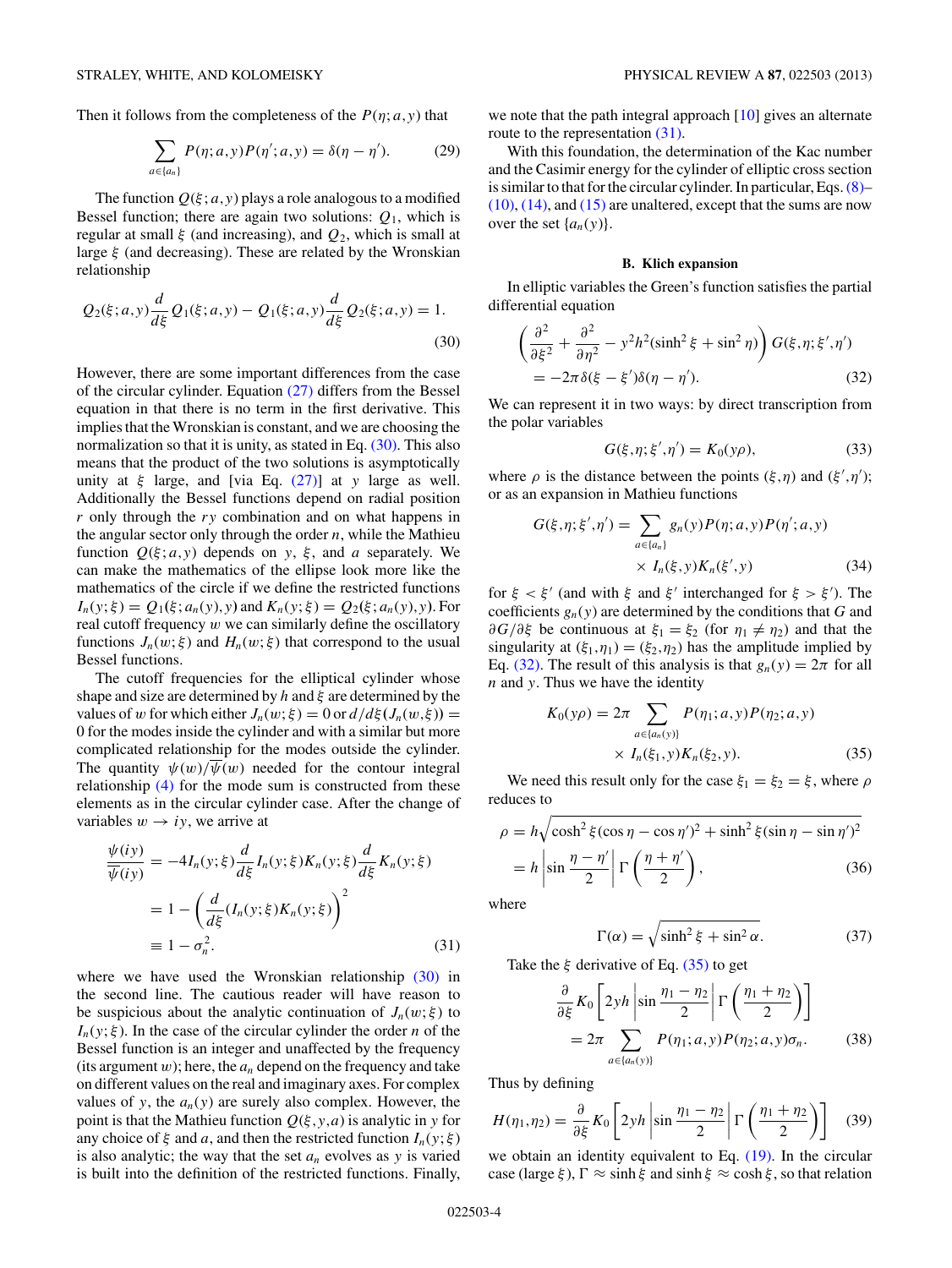Then it follows from the completeness of the $P(\eta;a,y)$ that

$$\sum_{a\in\{a_n\}} P(\eta;a,y)P(\eta';a,y) = \delta(\eta-\eta'). \tag{29}$$

The function $Q(\xi;a,y)$ plays a role analogous to a modified Bessel function; there are again two solutions: $Q_1$, which is regular at small $\xi$ (and increasing), and $Q_2$, which is small at large $\xi$ (and decreasing). These are related by the Wronskian relationship

$$Q_2(\xi;a,y)\frac{d}{d\xi}Q_1(\xi;a,y) - Q_1(\xi;a,y)\frac{d}{d\xi}Q_2(\xi;a,y) = 1. \tag{30}$$

However, there are some important differences from the case of the circular cylinder. Equation (27) differs from the Bessel equation in that there is no term in the first derivative. This implies that the Wronskian is constant, and we are choosing the normalization so that it is unity, as stated in Eq. (30). This also means that the product of the two solutions is asymptotically unity at $\xi$ large, and [via Eq. (27)] at $y$ large as well. Additionally the Bessel functions depend on radial position $r$ only through the $ry$ combination and on what happens in the angular sector only through the order $n$, while the Mathieu function $Q(\xi;a,y)$ depends on $y$, $\xi$, and $a$ separately. We can make the mathematics of the ellipse look more like the mathematics of the circle if we define the restricted functions $I_n(y;\xi) = Q_1(\xi;a_n(y),y)$ and $K_n(y;\xi) = Q_2(\xi;a_n(y),y)$. For real cutoff frequency $w$ we can similarly define the oscillatory functions $J_n(w;\xi)$ and $H_n(w;\xi)$ that correspond to the usual Bessel functions.

The cutoff frequencies for the elliptical cylinder whose shape and size are determined by $h$ and $\xi$ are determined by the values of $w$ for which either $J_n(w;\xi) = 0$ or $d/d\xi(J_n(w,\xi)) = 0$ for the modes inside the cylinder and with a similar but more complicated relationship for the modes outside the cylinder. The quantity $\psi(w)/\overline{\psi}(w)$ needed for the contour integral relationship (4) for the mode sum is constructed from these elements as in the circular cylinder case. After the change of variables $w \to iy$, we arrive at

$$\begin{aligned}\frac{\psi(iy)}{\overline{\psi}(iy)} &= -4I_n(y;\xi)\frac{d}{d\xi}I_n(y;\xi)K_n(y;\xi)\frac{d}{d\xi}K_n(y;\xi)\\ &= 1-\left(\frac{d}{d\xi}(I_n(y;\xi)K_n(y;\xi)\right)^2\\ &\equiv 1-\sigma_n^2.\end{aligned} \tag{31}$$

where we have used the Wronskian relationship (30) in the second line. The cautious reader will have reason to be suspicious about the analytic continuation of $J_n(w;\xi)$ to $I_n(y;\xi)$. In the case of the circular cylinder the order $n$ of the Bessel function is an integer and unaffected by the frequency (its argument $w$); here, the $a_n$ depend on the frequency and take on different values on the real and imaginary axes. For complex values of $y$, the $a_n(y)$ are surely also complex. However, the point is that the Mathieu function $Q(\xi,y,a)$ is analytic in $y$ for any choice of $\xi$ and $a$, and then the restricted function $I_n(y;\xi)$ is also analytic; the way that the set $a_n$ evolves as $y$ is varied is built into the definition of the restricted functions. Finally, we note that the path integral approach [10] gives an alternate route to the representation (31).

With this foundation, the determination of the Kac number and the Casimir energy for the cylinder of elliptic cross section is similar to that for the circular cylinder. In particular, Eqs. (8)–(10), (14), and (15) are unaltered, except that the sums are now over the set $\{a_n(y)\}$.

### B. Klich expansion

In elliptic variables the Green's function satisfies the partial differential equation

$$\begin{aligned}&\left(\frac{\partial^2}{\partial\xi^2}+\frac{\partial^2}{\partial\eta^2}-y^2h^2(\sinh^2\xi+\sin^2\eta)\right)G(\xi,\eta;\xi',\eta')\\ &\quad= -2\pi\,\delta(\xi-\xi')\delta(\eta-\eta').\end{aligned} \tag{32}$$

We can represent it in two ways: by direct transcription from the polar variables

$$G(\xi,\eta;\xi',\eta') = K_0(y\rho), \tag{33}$$

where $\rho$ is the distance between the points $(\xi,\eta)$ and $(\xi',\eta')$; or as an expansion in Mathieu functions

$$\begin{aligned}G(\xi,\eta;\xi',\eta') = &\sum_{a\in\{a_n\}} g_n(y)P(\eta;a,y)P(\eta';a,y)\\ &\times I_n(\xi,y)K_n(\xi',y)\end{aligned} \tag{34}$$

for $\xi < \xi'$ (and with $\xi$ and $\xi'$ interchanged for $\xi > \xi'$). The coefficients $g_n(y)$ are determined by the conditions that $G$ and $\partial G/\partial\xi$ be continuous at $\xi_1 = \xi_2$ (for $\eta_1 \neq \eta_2$) and that the singularity at $(\xi_1,\eta_1) = (\xi_2,\eta_2)$ has the amplitude implied by Eq. (32). The result of this analysis is that $g_n(y) = 2\pi$ for all $n$ and $y$. Thus we have the identity

$$\begin{aligned}K_0(y\rho) = 2\pi &\sum_{a\in\{a_n(y)\}} P(\eta_1;a,y)P(\eta_2;a,y)\\ &\times I_n(\xi_1,y)K_n(\xi_2,y).\end{aligned} \tag{35}$$

We need this result only for the case $\xi_1 = \xi_2 = \xi$, where $\rho$ reduces to

$$\begin{aligned}\rho &= h\sqrt{\cosh^2\xi(\cos\eta-\cos\eta')^2+\sinh^2\xi(\sin\eta-\sin\eta')^2}\\ &= h\left|\sin\frac{\eta-\eta'}{2}\right|\Gamma\left(\frac{\eta+\eta'}{2}\right),\end{aligned} \tag{36}$$

where

$$\Gamma(\alpha) = \sqrt{\sinh^2\xi+\sin^2\alpha}. \tag{37}$$

Take the $\xi$ derivative of Eq. (35) to get

$$\begin{aligned}&\frac{\partial}{\partial\xi}K_0\left[2yh\left|\sin\frac{\eta_1-\eta_2}{2}\right|\Gamma\left(\frac{\eta_1+\eta_2}{2}\right)\right]\\ &\quad= 2\pi\sum_{a\in\{a_n(y)\}} P(\eta_1;a,y)P(\eta_2;a,y)\sigma_n.\end{aligned} \tag{38}$$

Thus by defining

$$H(\eta_1,\eta_2) = \frac{\partial}{\partial\xi}K_0\left[2yh\left|\sin\frac{\eta_1-\eta_2}{2}\right|\Gamma\left(\frac{\eta_1+\eta_2}{2}\right)\right] \tag{39}$$

we obtain an identity equivalent to Eq. (19). In the circular case (large $\xi$), $\Gamma \approx \sinh\xi$ and $\sinh\xi \approx \cosh\xi$, so that relation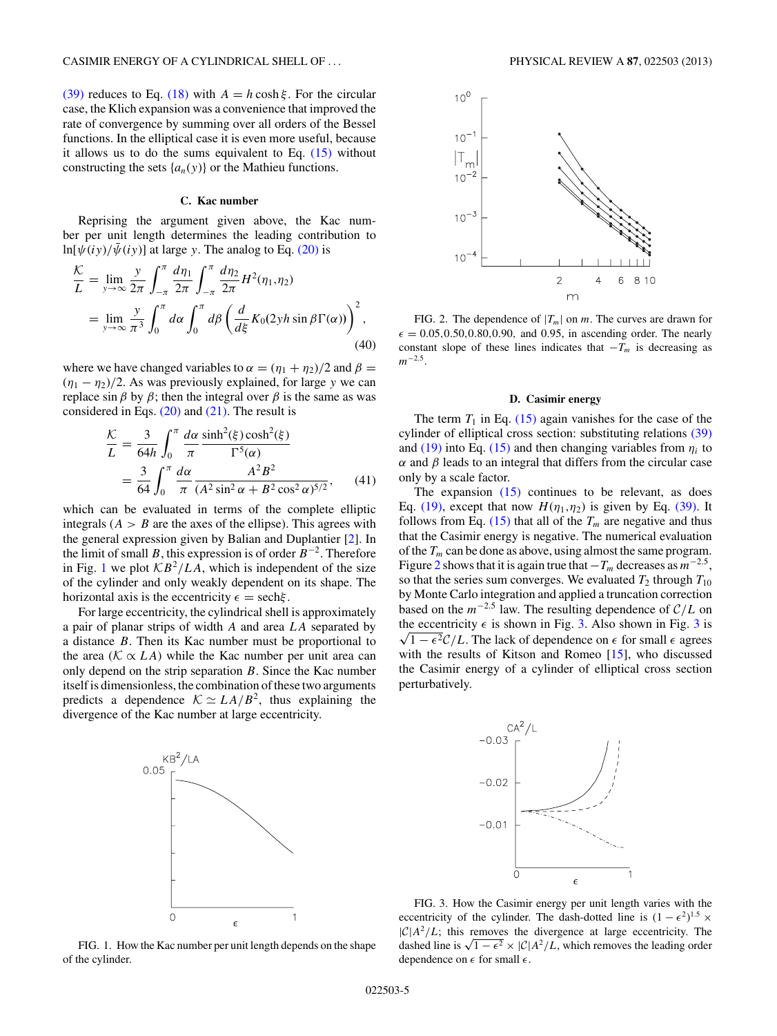(39) reduces to Eq. (18) with $A = h\cosh\xi$. For the circular case, the Klich expansion was a convenience that improved the rate of convergence by summing over all orders of the Bessel functions. In the elliptical case it is even more useful, because it allows us to do the sums equivalent to Eq. (15) without constructing the sets $\{a_n(y)\}$ or the Mathieu functions.

### C. Kac number

Reprising the argument given above, the Kac number per unit length determines the leading contribution to $\ln[\psi(iy)/\bar{\psi}(iy)]$ at large $y$. The analog to Eq. (20) is

$$\frac{\mathcal{K}}{L} = \lim_{y\to\infty} \frac{y}{2\pi} \int_{-\pi}^{\pi} \frac{d\eta_1}{2\pi} \int_{-\pi}^{\pi} \frac{d\eta_2}{2\pi} H^2(\eta_1,\eta_2)$$
$$= \lim_{y\to\infty} \frac{y}{\pi^3} \int_0^{\pi} d\alpha \int_0^{\pi} d\beta \left(\frac{d}{d\xi} K_0(2yh\sin\beta\,\Gamma(\alpha))\right)^2, \tag{40}$$

where we have changed variables to $\alpha = (\eta_1 + \eta_2)/2$ and $\beta = (\eta_1 - \eta_2)/2$. As was previously explained, for large $y$ we can replace $\sin\beta$ by $\beta$; then the integral over $\beta$ is the same as was considered in Eqs. (20) and (21). The result is

$$\frac{\mathcal{K}}{L} = \frac{3}{64h} \int_0^{\pi} \frac{d\alpha}{\pi} \frac{\sinh^2(\xi)\cosh^2(\xi)}{\Gamma^5(\alpha)}$$
$$= \frac{3}{64} \int_0^{\pi} \frac{d\alpha}{\pi} \frac{A^2B^2}{(A^2\sin^2\alpha + B^2\cos^2\alpha)^{5/2}}, \tag{41}$$

which can be evaluated in terms of the complete elliptic integrals ($A > B$ are the axes of the ellipse). This agrees with the general expression given by Balian and Duplantier [2]. In the limit of small $B$, this expression is of order $B^{-2}$. Therefore in Fig. 1 we plot $\mathcal{K}B^2/LA$, which is independent of the size of the cylinder and only weakly dependent on its shape. The horizontal axis is the eccentricity $\epsilon = \mathrm{sech}\xi$.

For large eccentricity, the cylindrical shell is approximately a pair of planar strips of width $A$ and area $LA$ separated by a distance $B$. Then its Kac number must be proportional to the area ($\mathcal{K} \propto LA$) while the Kac number per unit area can only depend on the strip separation $B$. Since the Kac number itself is dimensionless, the combination of these two arguments predicts a dependence $\mathcal{K} \simeq LA/B^2$, thus explaining the divergence of the Kac number at large eccentricity.

FIG. 1. How the Kac number per unit length depends on the shape of the cylinder.

FIG. 2. The dependence of $|T_m|$ on $m$. The curves are drawn for $\epsilon = 0.05, 0.50, 0.80, 0.90$, and $0.95$, in ascending order. The nearly constant slope of these lines indicates that $-T_m$ is decreasing as $m^{-2.5}$.

### D. Casimir energy

The term $T_1$ in Eq. (15) again vanishes for the case of the cylinder of elliptical cross section: substituting relations (39) and (19) into Eq. (15) and then changing variables from $\eta_i$ to $\alpha$ and $\beta$ leads to an integral that differs from the circular case only by a scale factor.

The expansion (15) continues to be relevant, as does Eq. (19), except that now $H(\eta_1,\eta_2)$ is given by Eq. (39). It follows from Eq. (15) that all of the $T_m$ are negative and thus that the Casimir energy is negative. The numerical evaluation of the $T_m$ can be done as above, using almost the same program. Figure 2 shows that it is again true that $-T_m$ decreases as $m^{-2.5}$, so that the series sum converges. We evaluated $T_2$ through $T_{10}$ by Monte Carlo integration and applied a truncation correction based on the $m^{-2.5}$ law. The resulting dependence of $\mathcal{C}/L$ on the eccentricity $\epsilon$ is shown in Fig. 3. Also shown in Fig. 3 is $\sqrt{1-\epsilon^2}\mathcal{C}/L$. The lack of dependence on $\epsilon$ for small $\epsilon$ agrees with the results of Kitson and Romeo [15], who discussed the Casimir energy of a cylinder of elliptical cross section perturbatively.

FIG. 3. How the Casimir energy per unit length varies with the eccentricity of the cylinder. The dash-dotted line is $(1-\epsilon^2)^{1.5} \times |\mathcal{C}|A^2/L$; this removes the divergence at large eccentricity. The dashed line is $\sqrt{1-\epsilon^2} \times |\mathcal{C}|A^2/L$, which removes the leading order dependence on $\epsilon$ for small $\epsilon$.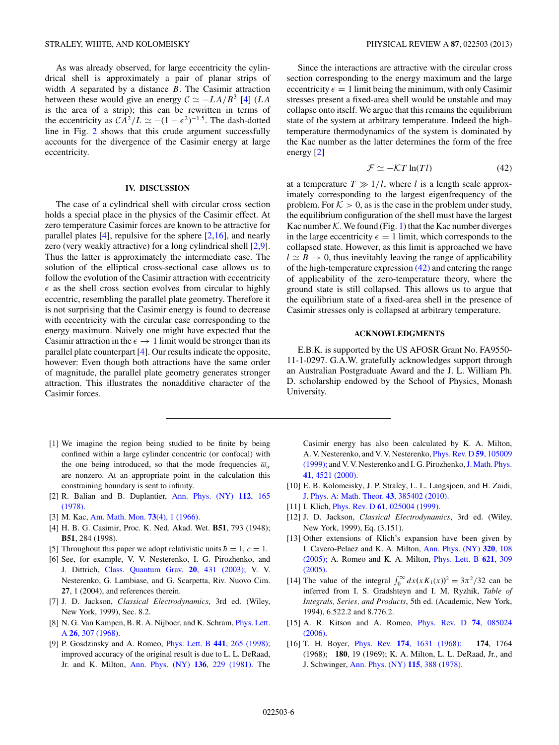As was already observed, for large eccentricity the cylindrical shell is approximately a pair of planar strips of width $A$ separated by a distance $B$. The Casimir attraction between these would give an energy $\mathcal{C} \simeq -LA/B^3$ [4] ($LA$ is the area of a strip); this can be rewritten in terms of the eccentricity as $\mathcal{C}A^2/L \simeq -(1-\epsilon^2)^{-1.5}$. The dash-dotted line in Fig. 2 shows that this crude argument successfully accounts for the divergence of the Casimir energy at large eccentricity.

## IV. DISCUSSION

The case of a cylindrical shell with circular cross section holds a special place in the physics of the Casimir effect. At zero temperature Casimir forces are known to be attractive for parallel plates [4], repulsive for the sphere [2,16], and nearly zero (very weakly attractive) for a long cylindrical shell [2,9]. Thus the latter is approximately the intermediate case. The solution of the elliptical cross-sectional case allows us to follow the evolution of the Casimir attraction with eccentricity $\epsilon$ as the shell cross section evolves from circular to highly eccentric, resembling the parallel plate geometry. Therefore it is not surprising that the Casimir energy is found to decrease with eccentricity with the circular case corresponding to the energy maximum. Naively one might have expected that the Casimir attraction in the $\epsilon \to 1$ limit would be stronger than its parallel plate counterpart [4]. Our results indicate the opposite, however: Even though both attractions have the same order of magnitude, the parallel plate geometry generates stronger attraction. This illustrates the nonadditive character of the Casimir forces.

Since the interactions are attractive with the circular cross section corresponding to the energy maximum and the large eccentricity $\epsilon = 1$ limit being the minimum, with only Casimir stresses present a fixed-area shell would be unstable and may collapse onto itself. We argue that this remains the equilibrium state of the system at arbitrary temperature. Indeed the high-temperature thermodynamics of the system is dominated by the Kac number as the latter determines the form of the free energy [2]

$$\mathcal{F} \simeq -\mathcal{K}T \ln(Tl) \tag{42}$$

at a temperature $T \gg 1/l$, where $l$ is a length scale approximately corresponding to the largest eigenfrequency of the problem. For $\mathcal{K} > 0$, as is the case in the problem under study, the equilibrium configuration of the shell must have the largest Kac number $\mathcal{K}$. We found (Fig. 1) that the Kac number diverges in the large eccentricity $\epsilon = 1$ limit, which corresponds to the collapsed state. However, as this limit is approached we have $l \simeq B \to 0$, thus inevitably leaving the range of applicability of the high-temperature expression (42) and entering the range of applicability of the zero-temperature theory, where the ground state is still collapsed. This allows us to argue that the equilibrium state of a fixed-area shell in the presence of Casimir stresses only is collapsed at arbitrary temperature.

## ACKNOWLEDGMENTS

E.B.K. is supported by the US AFOSR Grant No. FA9550-11-1-0297. G.A.W. gratefully acknowledges support through an Australian Postgraduate Award and the J. L. William Ph. D. scholarship endowed by the School of Physics, Monash University.

---

[1] We imagine the region being studied to be finite by being confined within a large cylinder concentric (or confocal) with the one being introduced, so that the mode frequencies $\overline{\omega}_\alpha$ are nonzero. At an appropriate point in the calculation this constraining boundary is sent to infinity.

[2] R. Balian and B. Duplantier, Ann. Phys. (NY) **112**, 165 (1978).

[3] M. Kac, Am. Math. Mon. **73**(4), 1 (1966).

[4] H. B. G. Casimir, Proc. K. Ned. Akad. Wet. **B51**, 793 (1948); **B51**, 284 (1998).

[5] Throughout this paper we adopt relativistic units $\hbar = 1$, $c = 1$.

[6] See, for example, V. V. Nesterenko, I. G. Pirozhenko, and J. Dittrich, Class. Quantum Grav. **20**, 431 (2003); V. V. Nesterenko, G. Lambiase, and G. Scarpetta, Riv. Nuovo Cim. **27**, 1 (2004), and references therein.

[7] J. D. Jackson, *Classical Electrodynamics*, 3rd ed. (Wiley, New York, 1999), Sec. 8.2.

[8] N. G. Van Kampen, B. R. A. Nijboer, and K. Schram, Phys. Lett. A **26**, 307 (1968).

[9] P. Gosdzinsky and A. Romeo, Phys. Lett. B **441**, 265 (1998); improved accuracy of the original result is due to L. L. DeRaad, Jr. and K. Milton, Ann. Phys. (NY) **136**, 229 (1981). The Casimir energy has also been calculated by K. A. Milton, A. V. Nesterenko, and V. V. Nesterenko, Phys. Rev. D **59**, 105009 (1999); and V. V. Nesterenko and I. G. Pirozhenko, J. Math. Phys. **41**, 4521 (2000).

[10] E. B. Kolomeisky, J. P. Straley, L. L. Langsjoen, and H. Zaidi, J. Phys. A: Math. Theor. **43**, 385402 (2010).

[11] I. Klich, Phys. Rev. D **61**, 025004 (1999).

[12] J. D. Jackson, *Classical Electrodynamics*, 3rd ed. (Wiley, New York, 1999), Eq. (3.151).

[13] Other extensions of Klich's expansion have been given by I. Cavero-Pelaez and K. A. Milton, Ann. Phys. (NY) **320**, 108 (2005); A. Romeo and K. A. Milton, Phys. Lett. B **621**, 309 (2005).

[14] The value of the integral $\int_0^\infty dx (x K_1(x))^2 = 3\pi^2/32$ can be inferred from I. S. Gradshteyn and I. M. Ryzhik, *Table of Integrals, Series, and Products*, 5th ed. (Academic, New York, 1994), 6.522.2 and 8.776.2.

[15] A. R. Kitson and A. Romeo, Phys. Rev. D **74**, 085024 (2006).

[16] T. H. Boyer, Phys. Rev. **174**, 1631 (1968); **174**, 1764 (1968); **180**, 19 (1969); K. A. Milton, L. L. DeRaad, Jr., and J. Schwinger, Ann. Phys. (NY) **115**, 388 (1978).